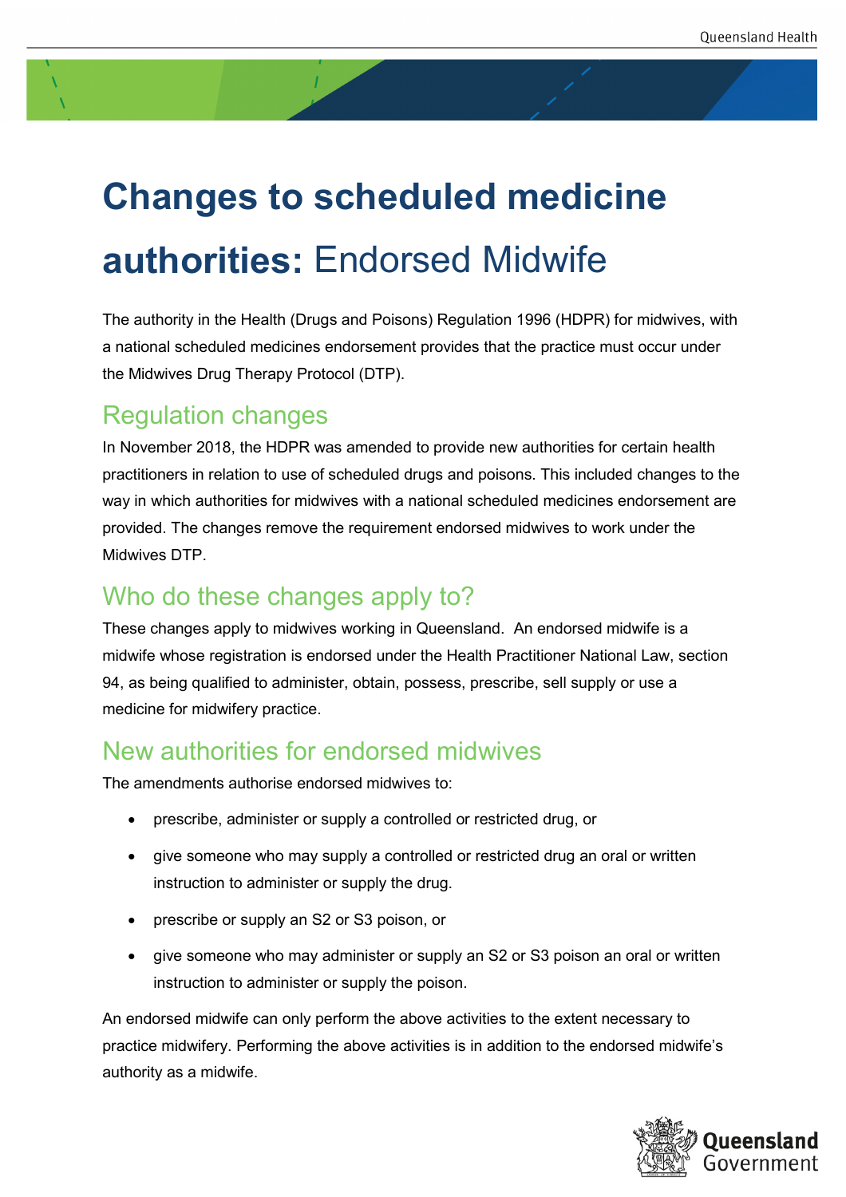# Changes to scheduled medicine authorities: Endorsed Midwife

The authority in the Health (Drugs and Poisons) Regulation 1996 (HDPR) for midwives, with a national scheduled medicines endorsement provides that the practice must occur under the Midwives Drug Therapy Protocol (DTP).

## Regulation changes

In November 2018, the HDPR was amended to provide new authorities for certain health practitioners in relation to use of scheduled drugs and poisons. This included changes to the way in which authorities for midwives with a national scheduled medicines endorsement are provided. The changes remove the requirement endorsed midwives to work under the Midwives DTP.

## Who do these changes apply to?

These changes apply to midwives working in Queensland. An endorsed midwife is a midwife whose registration is endorsed under the Health Practitioner National Law, section 94, as being qualified to administer, obtain, possess, prescribe, sell supply or use a medicine for midwifery practice.

## New authorities for endorsed midwives

The amendments authorise endorsed midwives to:

- prescribe, administer or supply a controlled or restricted drug, or
- give someone who may supply a controlled or restricted drug an oral or written instruction to administer or supply the drug.
- prescribe or supply an S2 or S3 poison, or
- give someone who may administer or supply an S2 or S3 poison an oral or written instruction to administer or supply the poison.

An endorsed midwife can only perform the above activities to the extent necessary to practice midwifery. Performing the above activities is in addition to the endorsed midwife's authority as a midwife.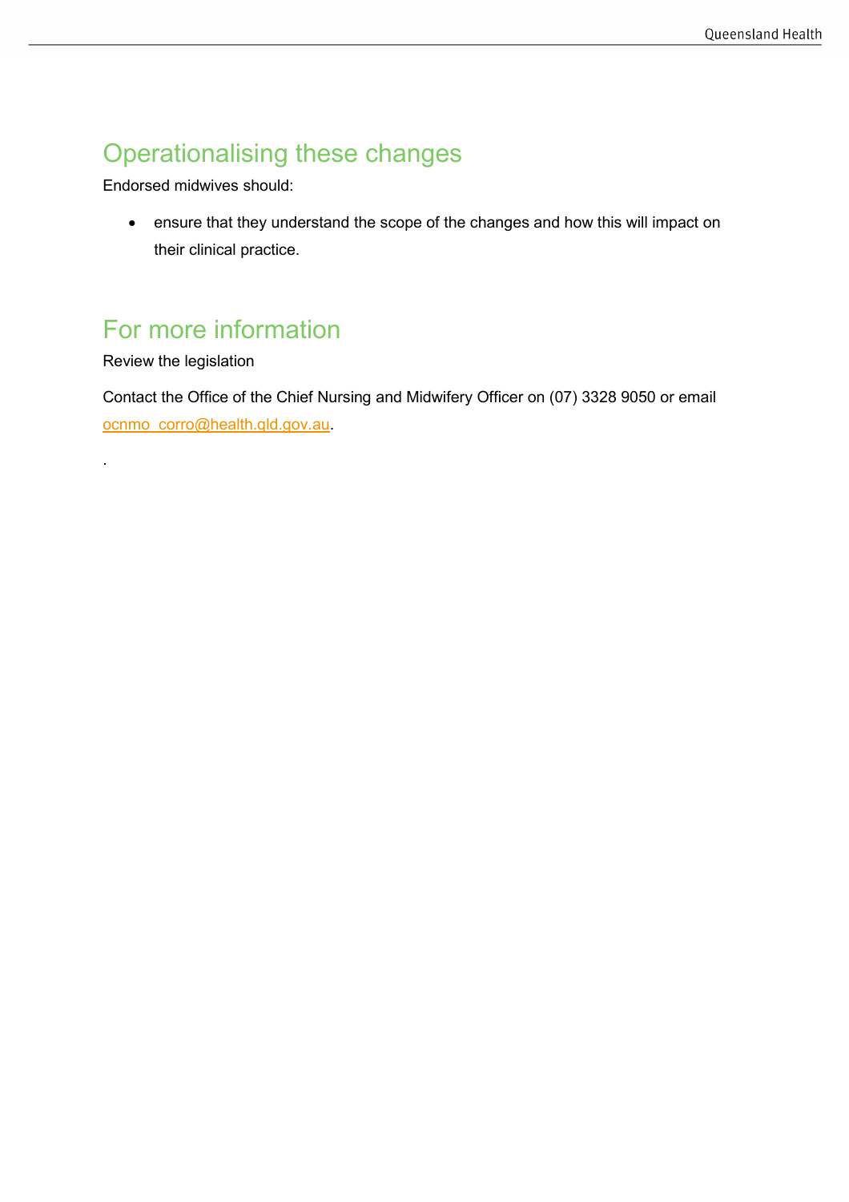## Operationalising these changes

Endorsed midwives should:

- ensure that they understand the scope of the changes and how this will impact on their clinical practice.

## For more information

Review the legislation

Contact the Office of the Chief Nursing and Midwifery Officer on (07) 3328 9050 or email ocnmo_corro@health.qld.gov.au.

.